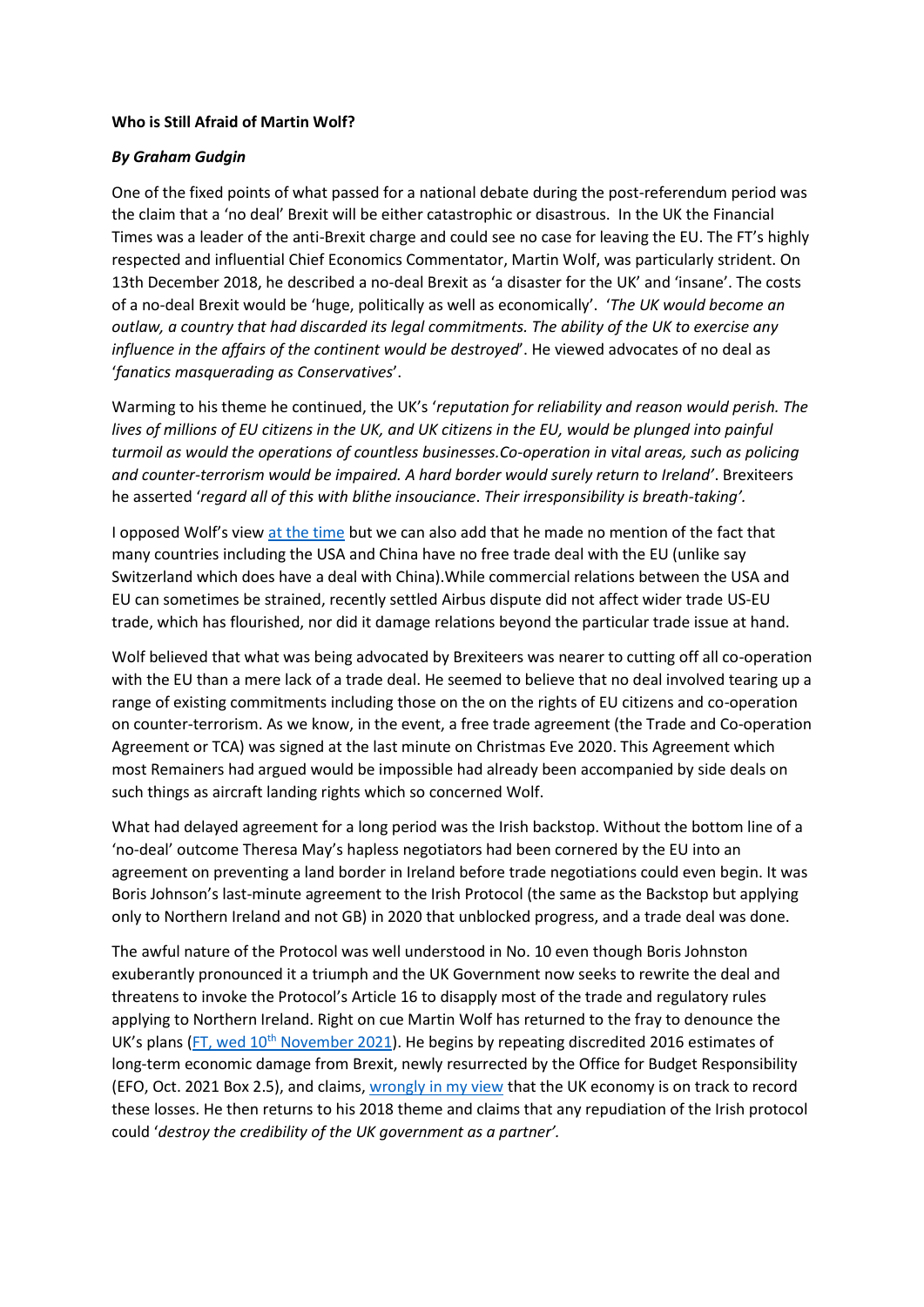**Who is Still Afraid of Martin Wolf?**

***By Graham Gudgin***

One of the fixed points of what passed for a national debate during the post-referendum period was the claim that a 'no deal' Brexit will be either catastrophic or disastrous. In the UK the Financial Times was a leader of the anti-Brexit charge and could see no case for leaving the EU. The FT's highly respected and influential Chief Economics Commentator, Martin Wolf, was particularly strident. On 13th December 2018, he described a no-deal Brexit as 'a disaster for the UK' and 'insane'. The costs of a no-deal Brexit would be 'huge, politically as well as economically'. '*The UK would become an outlaw, a country that had discarded its legal commitments. The ability of the UK to exercise any influence in the affairs of the continent would be destroyed*'. He viewed advocates of no deal as '*fanatics masquerading as Conservatives*'.

Warming to his theme he continued, the UK's '*reputation for reliability and reason would perish. The lives of millions of EU citizens in the UK, and UK citizens in the EU, would be plunged into painful turmoil as would the operations of countless businesses.Co-operation in vital areas, such as policing and counter-terrorism would be impaired. A hard border would surely return to Ireland'*. Brexiteers he asserted '*regard all of this with blithe insouciance*. *Their irresponsibility is breath-taking'.*

I opposed Wolf's view [at the time] but we can also add that he made no mention of the fact that many countries including the USA and China have no free trade deal with the EU (unlike say Switzerland which does have a deal with China).While commercial relations between the USA and EU can sometimes be strained, recently settled Airbus dispute did not affect wider trade US-EU trade, which has flourished, nor did it damage relations beyond the particular trade issue at hand.

Wolf believed that what was being advocated by Brexiteers was nearer to cutting off all co-operation with the EU than a mere lack of a trade deal. He seemed to believe that no deal involved tearing up a range of existing commitments including those on the on the rights of EU citizens and co-operation on counter-terrorism. As we know, in the event, a free trade agreement (the Trade and Co-operation Agreement or TCA) was signed at the last minute on Christmas Eve 2020. This Agreement which most Remainers had argued would be impossible had already been accompanied by side deals on such things as aircraft landing rights which so concerned Wolf.

What had delayed agreement for a long period was the Irish backstop. Without the bottom line of a 'no-deal' outcome Theresa May's hapless negotiators had been cornered by the EU into an agreement on preventing a land border in Ireland before trade negotiations could even begin. It was Boris Johnson's last-minute agreement to the Irish Protocol (the same as the Backstop but applying only to Northern Ireland and not GB) in 2020 that unblocked progress, and a trade deal was done.

The awful nature of the Protocol was well understood in No. 10 even though Boris Johnston exuberantly pronounced it a triumph and the UK Government now seeks to rewrite the deal and threatens to invoke the Protocol's Article 16 to disapply most of the trade and regulatory rules applying to Northern Ireland. Right on cue Martin Wolf has returned to the fray to denounce the UK's plans ([FT, wed 10th November 2021]). He begins by repeating discredited 2016 estimates of long-term economic damage from Brexit, newly resurrected by the Office for Budget Responsibility (EFO, Oct. 2021 Box 2.5), and claims, [wrongly in my view] that the UK economy is on track to record these losses. He then returns to his 2018 theme and claims that any repudiation of the Irish protocol could '*destroy the credibility of the UK government as a partner'.*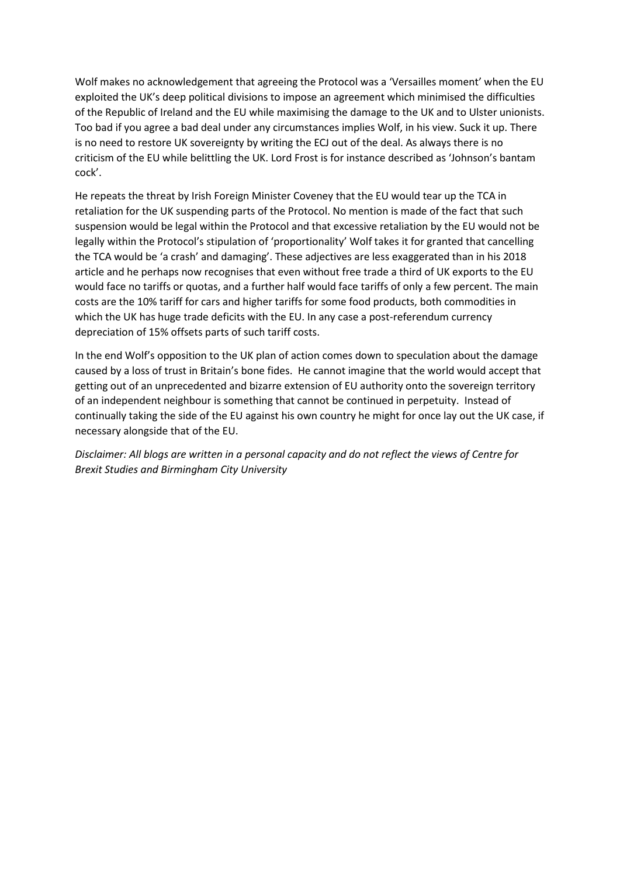Wolf makes no acknowledgement that agreeing the Protocol was a 'Versailles moment' when the EU exploited the UK's deep political divisions to impose an agreement which minimised the difficulties of the Republic of Ireland and the EU while maximising the damage to the UK and to Ulster unionists. Too bad if you agree a bad deal under any circumstances implies Wolf, in his view. Suck it up. There is no need to restore UK sovereignty by writing the ECJ out of the deal. As always there is no criticism of the EU while belittling the UK. Lord Frost is for instance described as 'Johnson's bantam cock'.

He repeats the threat by Irish Foreign Minister Coveney that the EU would tear up the TCA in retaliation for the UK suspending parts of the Protocol. No mention is made of the fact that such suspension would be legal within the Protocol and that excessive retaliation by the EU would not be legally within the Protocol's stipulation of 'proportionality' Wolf takes it for granted that cancelling the TCA would be 'a crash' and damaging'. These adjectives are less exaggerated than in his 2018 article and he perhaps now recognises that even without free trade a third of UK exports to the EU would face no tariffs or quotas, and a further half would face tariffs of only a few percent. The main costs are the 10% tariff for cars and higher tariffs for some food products, both commodities in which the UK has huge trade deficits with the EU. In any case a post-referendum currency depreciation of 15% offsets parts of such tariff costs.

In the end Wolf's opposition to the UK plan of action comes down to speculation about the damage caused by a loss of trust in Britain's bone fides. He cannot imagine that the world would accept that getting out of an unprecedented and bizarre extension of EU authority onto the sovereign territory of an independent neighbour is something that cannot be continued in perpetuity. Instead of continually taking the side of the EU against his own country he might for once lay out the UK case, if necessary alongside that of the EU.

*Disclaimer: All blogs are written in a personal capacity and do not reflect the views of Centre for Brexit Studies and Birmingham City University*